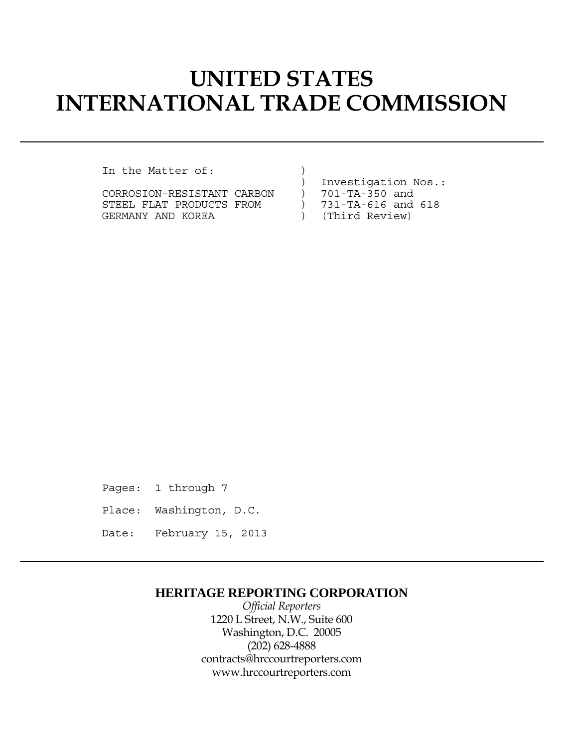# UNITED STATES
# INTERNATIONAL TRADE COMMISSION

---

```
In the Matter of:            )
                             )  Investigation Nos.:
CORROSION-RESISTANT CARBON   )  701-TA-350 and
STEEL FLAT PRODUCTS FROM     )  731-TA-616 and 618
GERMANY AND KOREA            )  (Third Review)
```

Pages: 1 through 7

Place: Washington, D.C.

Date: February 15, 2013

---

**HERITAGE REPORTING CORPORATION**

*Official Reporters*

1220 L Street, N.W., Suite 600

Washington, D.C. 20005

(202) 628-4888

contracts@hrccourtreporters.com

www.hrccourtreporters.com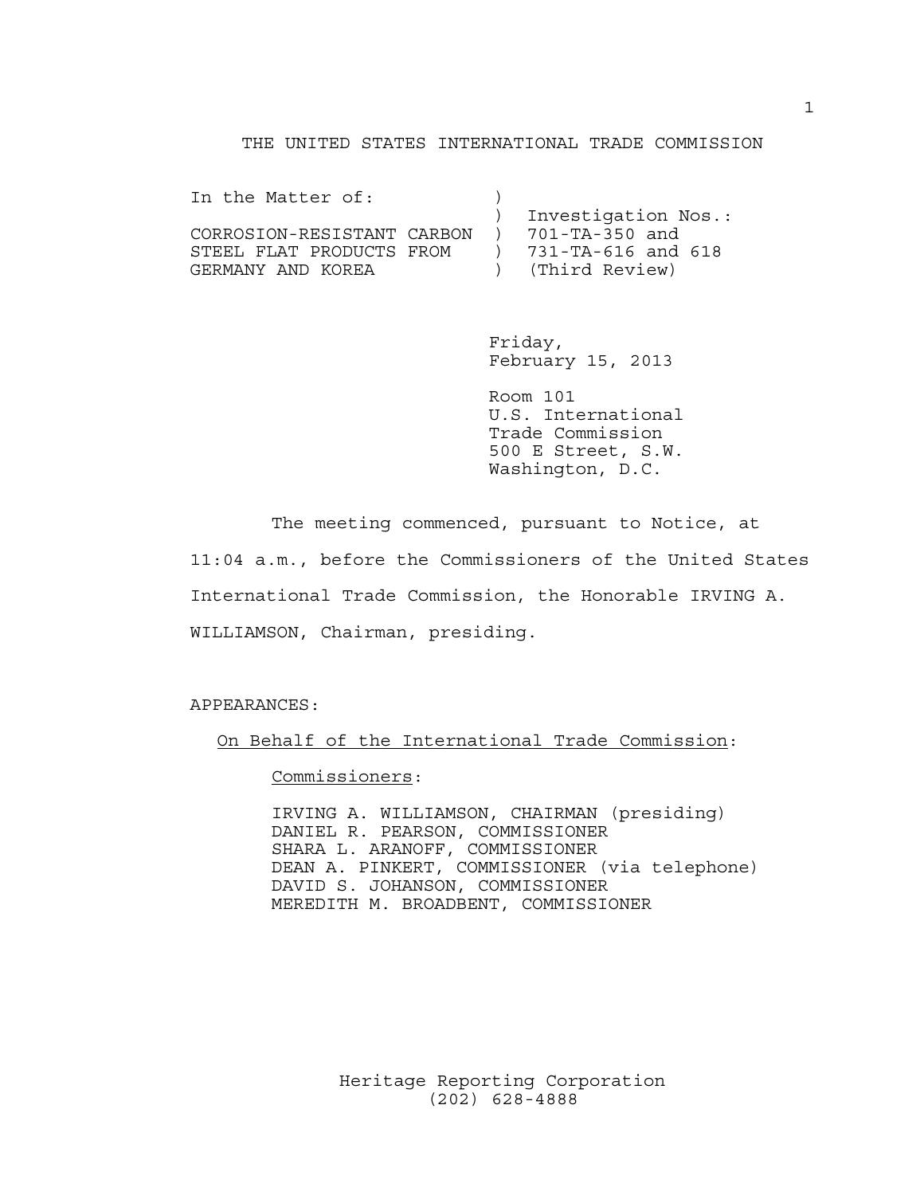THE UNITED STATES INTERNATIONAL TRADE COMMISSION

```
In the Matter of:            )
                             )  Investigation Nos.:
CORROSION-RESISTANT CARBON   )  701-TA-350 and
STEEL FLAT PRODUCTS FROM     )  731-TA-616 and 618
GERMANY AND KOREA            )  (Third Review)
```

Friday,
February 15, 2013

Room 101
U.S. International
Trade Commission
500 E Street, S.W.
Washington, D.C.

The meeting commenced, pursuant to Notice, at 11:04 a.m., before the Commissioners of the United States International Trade Commission, the Honorable IRVING A. WILLIAMSON, Chairman, presiding.

APPEARANCES:

On Behalf of the International Trade Commission:

Commissioners:

IRVING A. WILLIAMSON, CHAIRMAN (presiding)
DANIEL R. PEARSON, COMMISSIONER
SHARA L. ARANOFF, COMMISSIONER
DEAN A. PINKERT, COMMISSIONER (via telephone)
DAVID S. JOHANSON, COMMISSIONER
MEREDITH M. BROADBENT, COMMISSIONER

Heritage Reporting Corporation
(202) 628-4888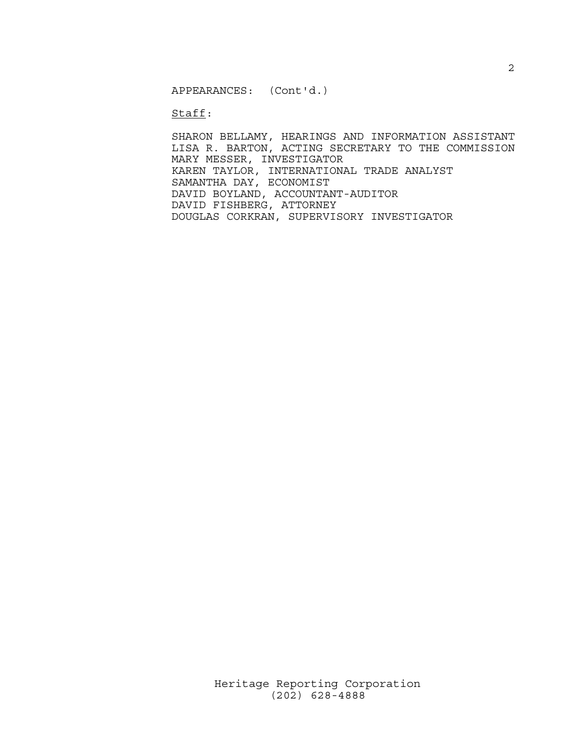APPEARANCES: (Cont'd.)

Staff:

SHARON BELLAMY, HEARINGS AND INFORMATION ASSISTANT
LISA R. BARTON, ACTING SECRETARY TO THE COMMISSION
MARY MESSER, INVESTIGATOR
KAREN TAYLOR, INTERNATIONAL TRADE ANALYST
SAMANTHA DAY, ECONOMIST
DAVID BOYLAND, ACCOUNTANT-AUDITOR
DAVID FISHBERG, ATTORNEY
DOUGLAS CORKRAN, SUPERVISORY INVESTIGATOR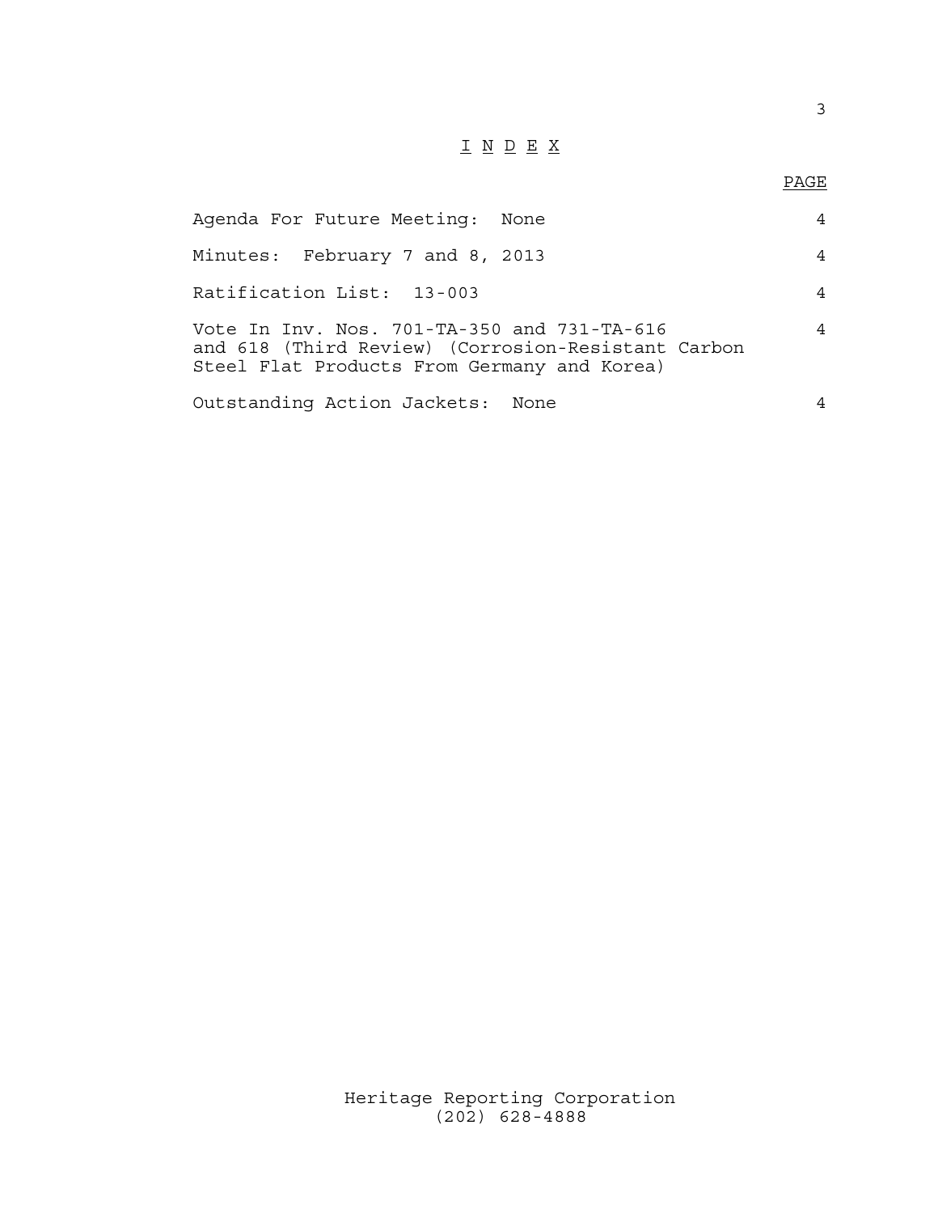# I N D E X

| | PAGE |
|---|---|
| Agenda For Future Meeting: None | 4 |
| Minutes: February 7 and 8, 2013 | 4 |
| Ratification List: 13-003 | 4 |
| Vote In Inv. Nos. 701-TA-350 and 731-TA-616 and 618 (Third Review) (Corrosion-Resistant Carbon Steel Flat Products From Germany and Korea) | 4 |
| Outstanding Action Jackets: None | 4 |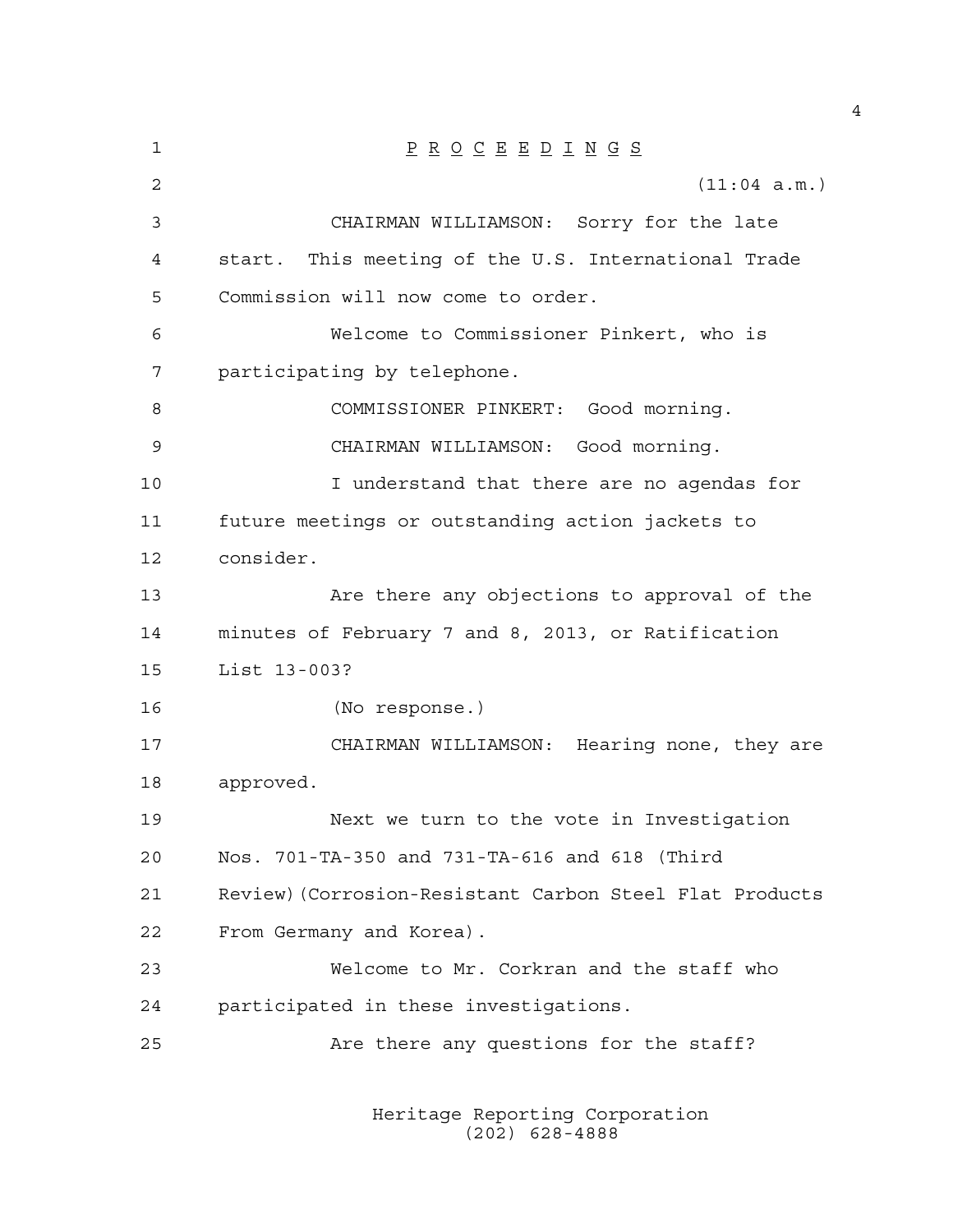P R O C E E D I N G S

(11:04 a.m.)

CHAIRMAN WILLIAMSON: Sorry for the late start. This meeting of the U.S. International Trade Commission will now come to order.

Welcome to Commissioner Pinkert, who is participating by telephone.

COMMISSIONER PINKERT: Good morning.

CHAIRMAN WILLIAMSON: Good morning.

I understand that there are no agendas for future meetings or outstanding action jackets to consider.

Are there any objections to approval of the minutes of February 7 and 8, 2013, or Ratification List 13-003?

(No response.)

CHAIRMAN WILLIAMSON: Hearing none, they are approved.

Next we turn to the vote in Investigation Nos. 701-TA-350 and 731-TA-616 and 618 (Third Review)(Corrosion-Resistant Carbon Steel Flat Products From Germany and Korea).

Welcome to Mr. Corkran and the staff who participated in these investigations.

Are there any questions for the staff?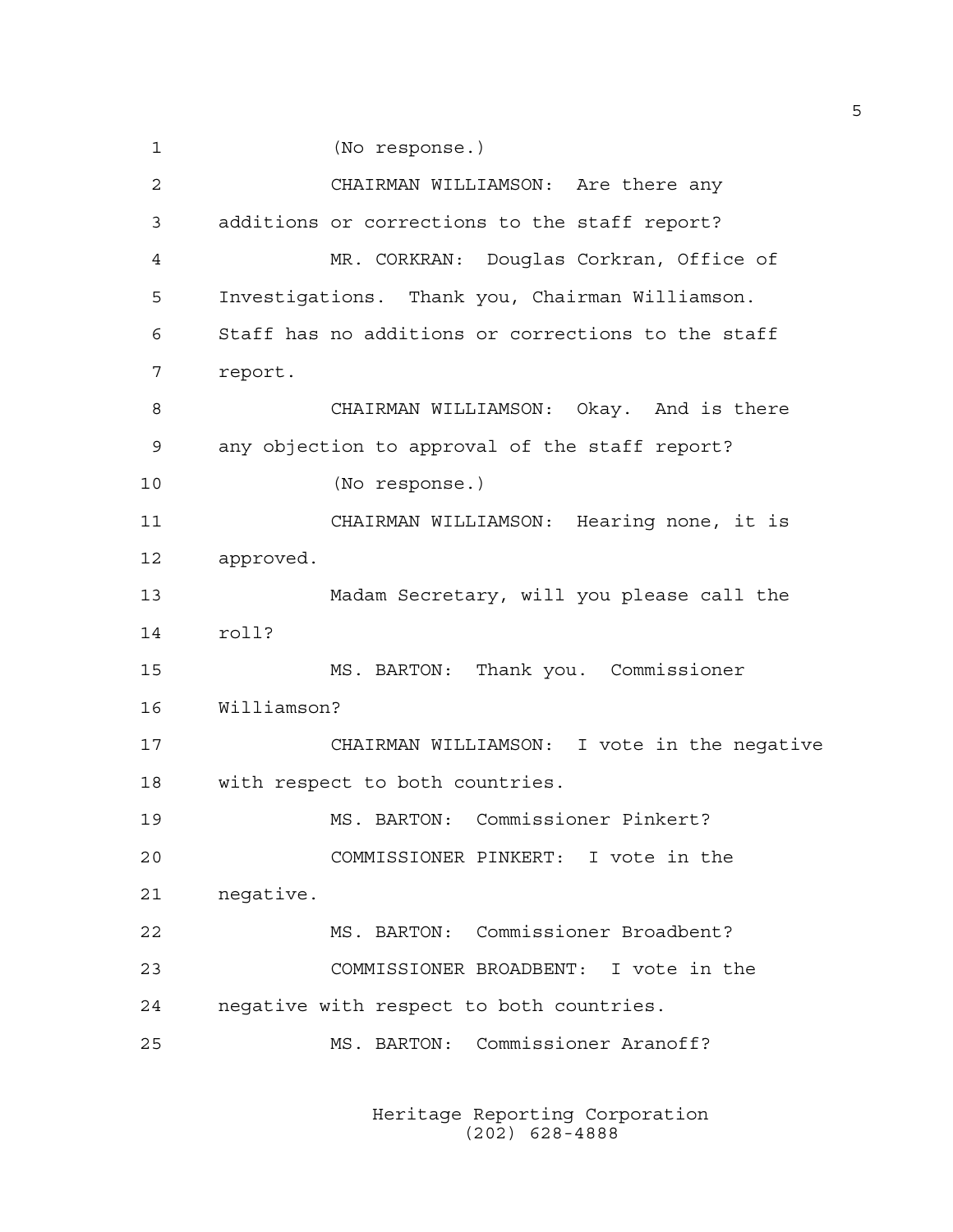(No response.)

CHAIRMAN WILLIAMSON: Are there any additions or corrections to the staff report?

MR. CORKRAN: Douglas Corkran, Office of Investigations. Thank you, Chairman Williamson. Staff has no additions or corrections to the staff report.

CHAIRMAN WILLIAMSON: Okay. And is there any objection to approval of the staff report?

(No response.)

CHAIRMAN WILLIAMSON: Hearing none, it is approved.

Madam Secretary, will you please call the roll?

MS. BARTON: Thank you. Commissioner Williamson?

CHAIRMAN WILLIAMSON: I vote in the negative with respect to both countries.

MS. BARTON: Commissioner Pinkert?

COMMISSIONER PINKERT: I vote in the negative.

MS. BARTON: Commissioner Broadbent?

COMMISSIONER BROADBENT: I vote in the negative with respect to both countries.

MS. BARTON: Commissioner Aranoff?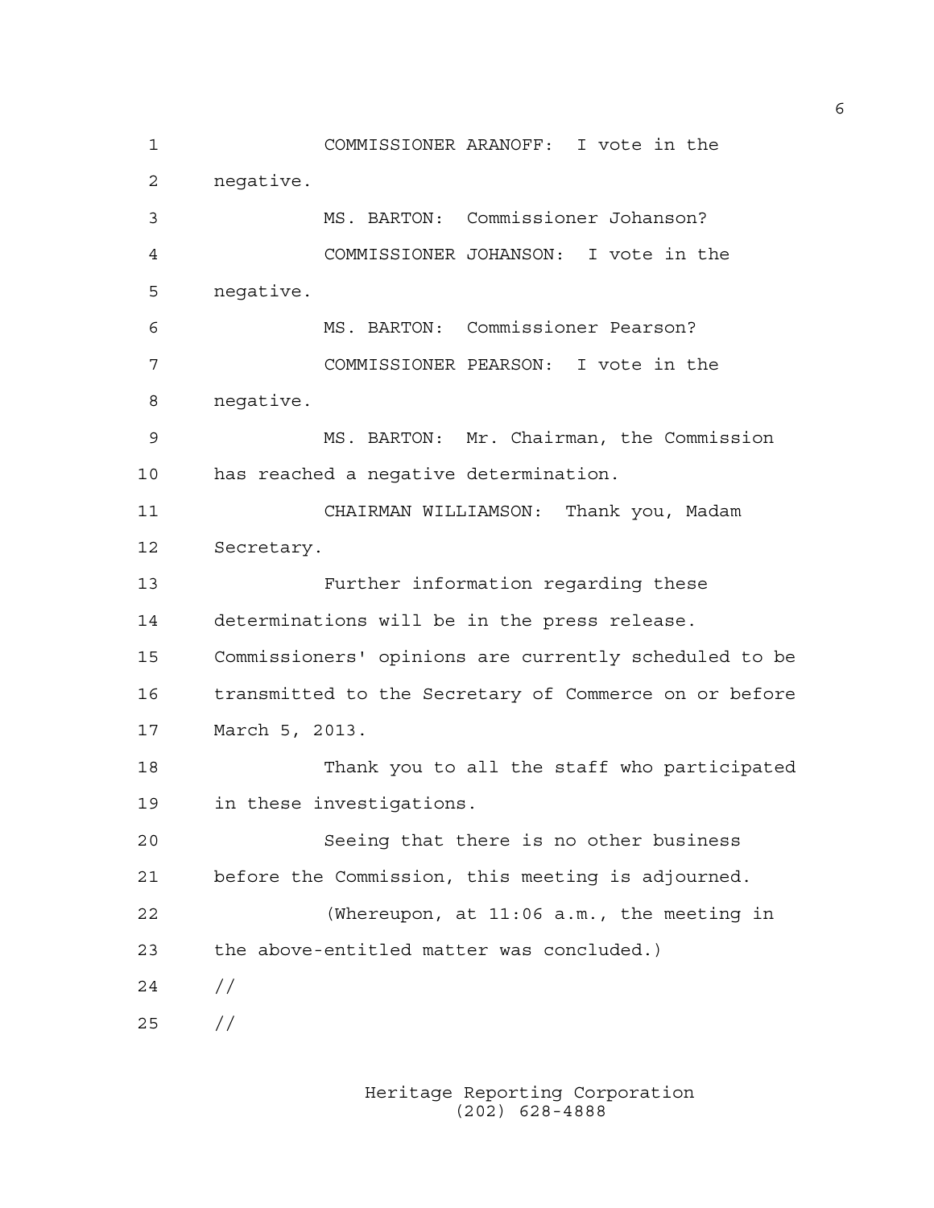COMMISSIONER ARANOFF: I vote in the negative.

MS. BARTON: Commissioner Johanson?

COMMISSIONER JOHANSON: I vote in the negative.

MS. BARTON: Commissioner Pearson?

COMMISSIONER PEARSON: I vote in the negative.

MS. BARTON: Mr. Chairman, the Commission has reached a negative determination.

CHAIRMAN WILLIAMSON: Thank you, Madam Secretary.

Further information regarding these determinations will be in the press release. Commissioners' opinions are currently scheduled to be transmitted to the Secretary of Commerce on or before March 5, 2013.

Thank you to all the staff who participated in these investigations.

Seeing that there is no other business before the Commission, this meeting is adjourned.

(Whereupon, at 11:06 a.m., the meeting in the above-entitled matter was concluded.)

//

//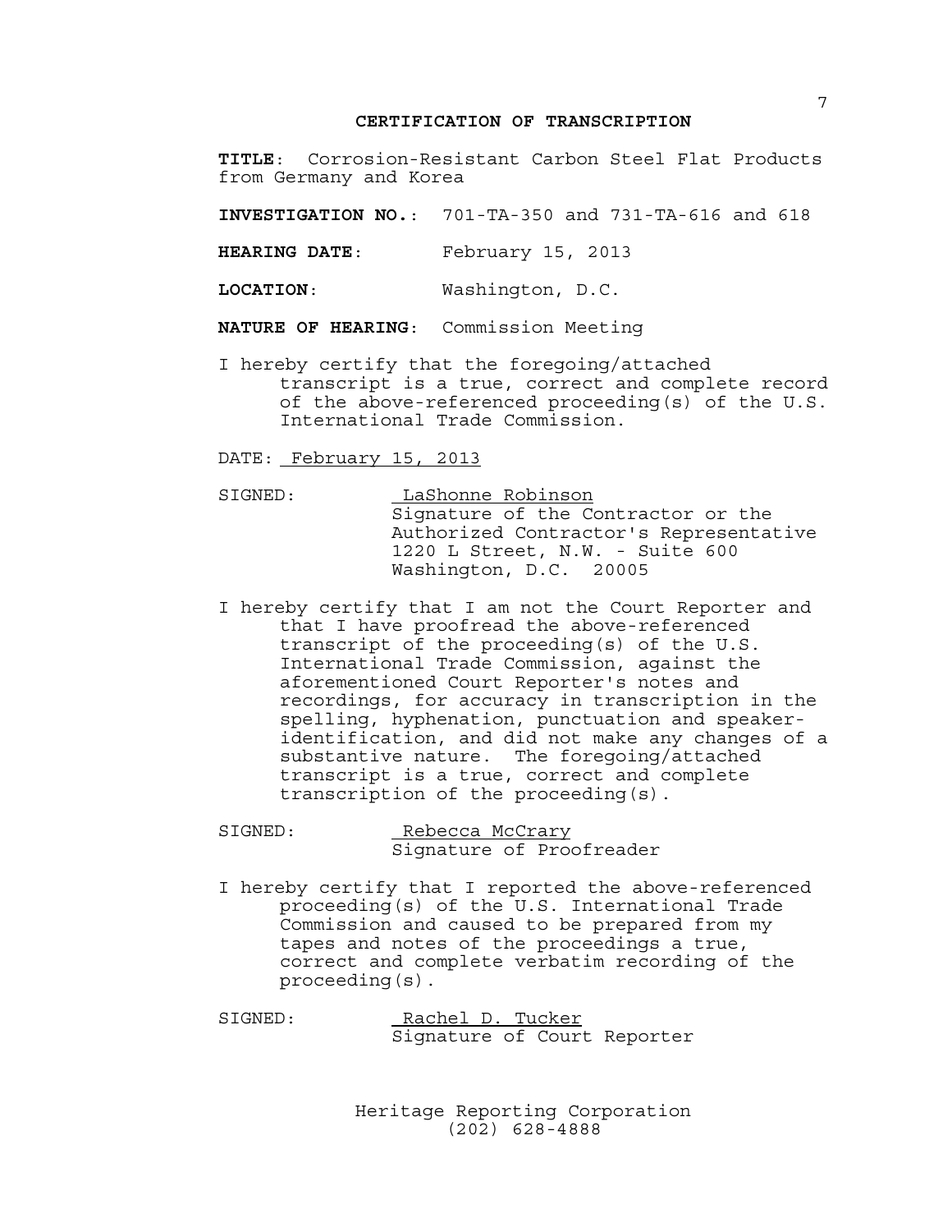## CERTIFICATION OF TRANSCRIPTION

**TITLE**: Corrosion-Resistant Carbon Steel Flat Products from Germany and Korea

**INVESTIGATION NO.**: 701-TA-350 and 731-TA-616 and 618

**HEARING DATE**: February 15, 2013

**LOCATION**: Washington, D.C.

**NATURE OF HEARING**: Commission Meeting

I hereby certify that the foregoing/attached transcript is a true, correct and complete record of the above-referenced proceeding(s) of the U.S. International Trade Commission.

DATE: February 15, 2013

SIGNED: LaShonne Robinson
Signature of the Contractor or the Authorized Contractor's Representative
1220 L Street, N.W. - Suite 600
Washington, D.C. 20005

I hereby certify that I am not the Court Reporter and that I have proofread the above-referenced transcript of the proceeding(s) of the U.S. International Trade Commission, against the aforementioned Court Reporter's notes and recordings, for accuracy in transcription in the spelling, hyphenation, punctuation and speaker-identification, and did not make any changes of a substantive nature. The foregoing/attached transcript is a true, correct and complete transcription of the proceeding(s).

SIGNED: Rebecca McCrary
Signature of Proofreader

I hereby certify that I reported the above-referenced proceeding(s) of the U.S. International Trade Commission and caused to be prepared from my tapes and notes of the proceedings a true, correct and complete verbatim recording of the proceeding(s).

SIGNED: Rachel D. Tucker
Signature of Court Reporter

Heritage Reporting Corporation
(202) 628-4888